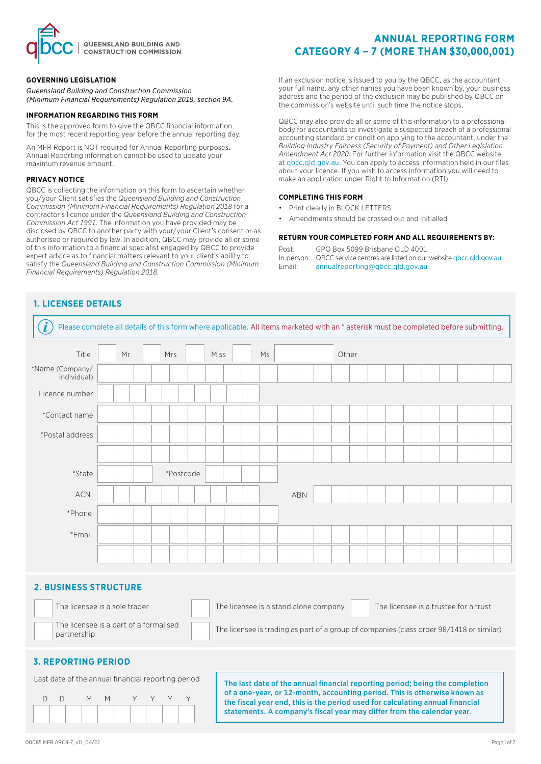QUEENSLAND BUILDING AND CONSTRUCTION COMMISSION

# ANNUAL REPORTING FORM CATEGORY 4 – 7 (MORE THAN $30,000,001)

### GOVERNING LEGISLATION

*Queensland Building and Construction Commission (Minimum Financial Requirements) Regulation 2018, section 9A.*

### INFORMATION REGARDING THIS FORM

This is the approved form to give the QBCC financial information for the most recent reporting year before the annual reporting day.

An MFR Report is NOT required for Annual Reporting purposes. Annual Reporting information cannot be used to update your maximum revenue amount.

### PRIVACY NOTICE

QBCC is collecting the information on this form to ascertain whether you/your Client satisfies the *Queensland Building and Construction Commission (Minimum Financial Requirements) Regulation 2018* for a contractor's licence under the *Queensland Building and Construction Commission Act 1991*. The information you have provided may be disclosed by QBCC to another party with your/your Client's consent or as authorised or required by law. In addition, QBCC may provide all or some of this information to a financial specialist engaged by QBCC to provide expert advice as to financial matters relevant to your client's ability to satisfy the *Queensland Building and Construction Commission (Minimum Financial Requirements) Regulation 2018*.

If an exclusion notice is issued to you by the QBCC, as the accountant your full name, any other names you have been known by, your business address and the period of the exclusion may be published by QBCC on the commission's website until such time the notice stops.

QBCC may also provide all or some of this information to a professional body for accountants to investigate a suspected breach of a professional accounting standard or condition applying to the accountant, under the *Building Industry Fairness (Security of Payment) and Other Legislation Amendment Act 2020*. For further information visit the QBCC website at qbcc.qld.gov.au. You can apply to access information held in our files about your licence. If you wish to access information you will need to make an application under Right to Information (RTI).

### COMPLETING THIS FORM

- Print clearly in BLOCK LETTERS
- Amendments should be crossed out and initialled

### RETURN YOUR COMPLETED FORM AND ALL REQUIREMENTS BY:

Post: GPO Box 5099 Brisbane QLD 4001.
In person: QBCC service centres are listed on our website qbcc.qld.gov.au.
Email: annualreporting@qbcc.qld.gov.au

## 1. LICENSEE DETAILS

Please complete all details of this form where applicable. All items marketed with an * asterisk must be completed before submitting.

Title ☐ Mr ☐ Mrs ☐ Miss ☐ Ms ☐ Other

*Name (Company/individual)

Licence number

*Contact name

*Postal address

*State *Postcode

ACN ABN

*Phone

*Email

## 2. BUSINESS STRUCTURE

☐ The licensee is a sole trader
☐ The licensee is a stand alone company
☐ The licensee is a trustee for a trust
☐ The licensee is a part of a formalised partnership
☐ The licensee is trading as part of a group of companies (class order 98/1418 or similar)

## 3. REPORTING PERIOD

Last date of the annual financial reporting period

D D M M Y Y Y Y

**The last date of the annual financial reporting period; being the completion of a one-year, or 12-month, accounting period. This is otherwise known as the fiscal year end, this is the period used for calculating annual financial statements. A company's fiscal year may differ from the calendar year.**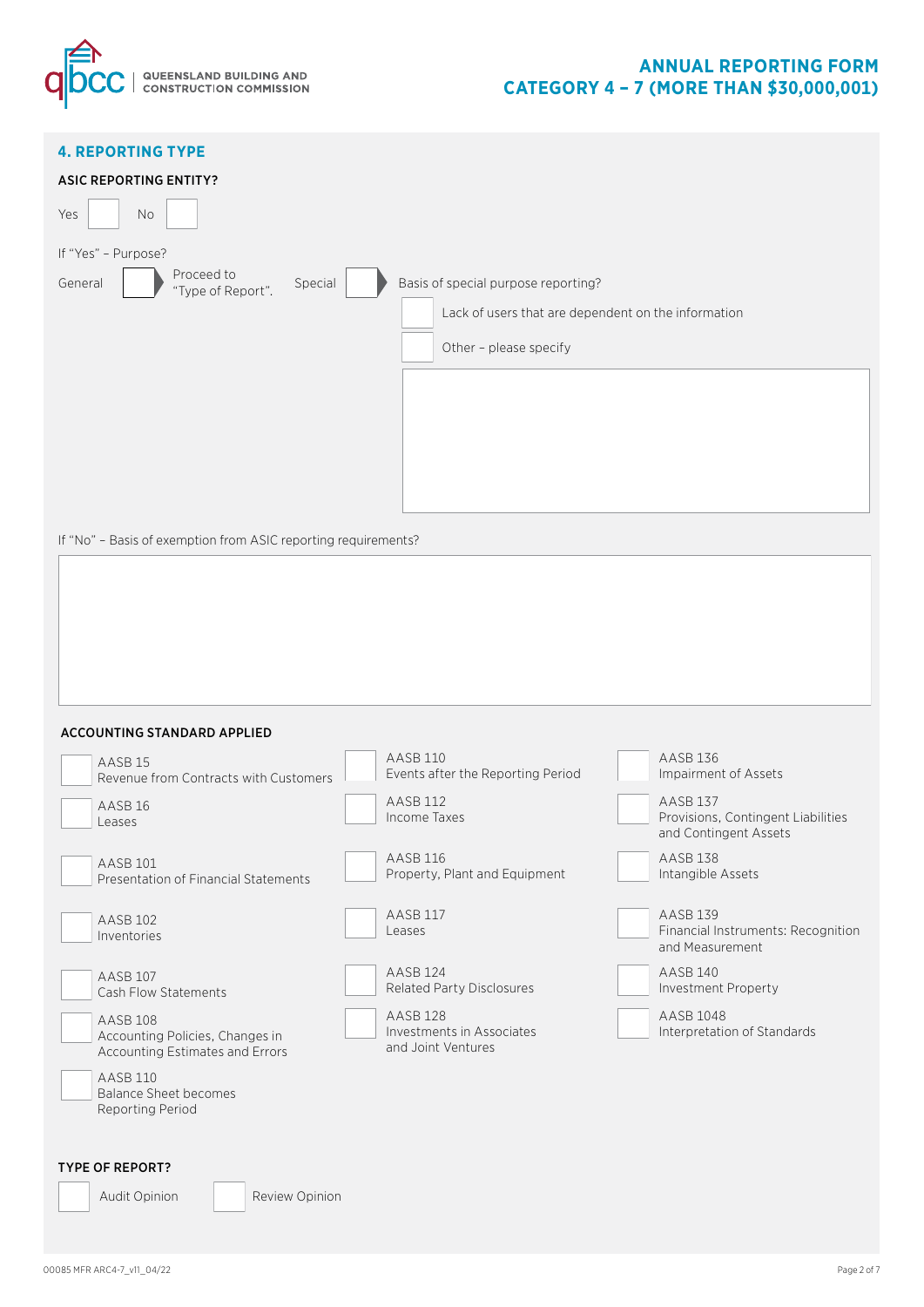## 4. REPORTING TYPE

**ASIC REPORTING ENTITY?**

Yes ☐ No ☐

If "Yes" – Purpose?

General ☐ Proceed to "Type of Report".

Special ☐ Basis of special purpose reporting?

☐ Lack of users that are dependent on the information

☐ Other – please specify

If "No" – Basis of exemption from ASIC reporting requirements?

**ACCOUNTING STANDARD APPLIED**

☐ AASB 15 Revenue from Contracts with Customers

☐ AASB 16 Leases

☐ AASB 101 Presentation of Financial Statements

☐ AASB 102 Inventories

☐ AASB 107 Cash Flow Statements

☐ AASB 108 Accounting Policies, Changes in Accounting Estimates and Errors

☐ AASB 110 Balance Sheet becomes Reporting Period

☐ AASB 110 Events after the Reporting Period

☐ AASB 112 Income Taxes

☐ AASB 116 Property, Plant and Equipment

☐ AASB 117 Leases

☐ AASB 124 Related Party Disclosures

☐ AASB 128 Investments in Associates and Joint Ventures

☐ AASB 136 Impairment of Assets

☐ AASB 137 Provisions, Contingent Liabilities and Contingent Assets

☐ AASB 138 Intangible Assets

☐ AASB 139 Financial Instruments: Recognition and Measurement

☐ AASB 140 Investment Property

☐ AASB 1048 Interpretation of Standards

**TYPE OF REPORT?**

☐ Audit Opinion ☐ Review Opinion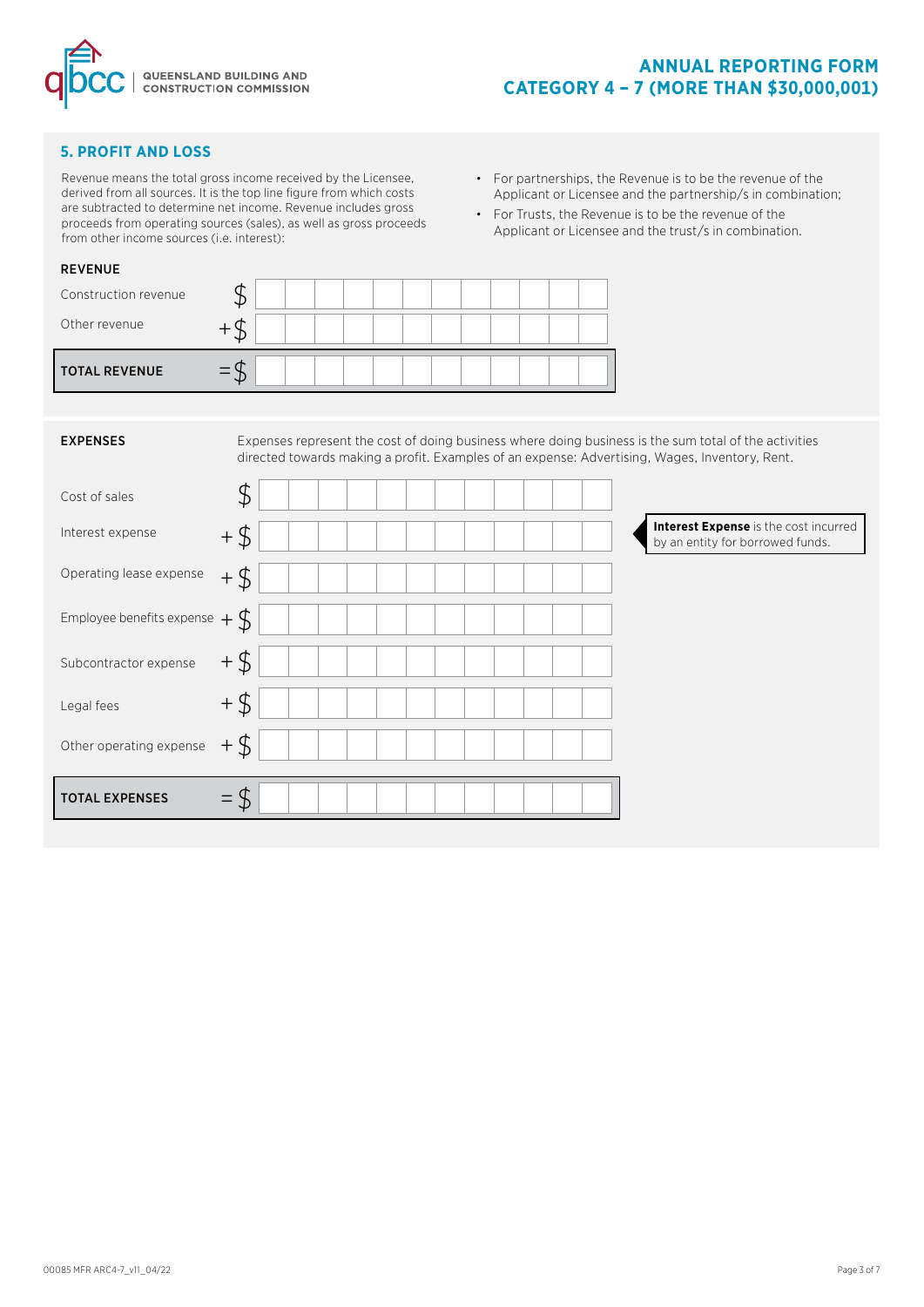## 5. PROFIT AND LOSS

Revenue means the total gross income received by the Licensee, derived from all sources. It is the top line figure from which costs are subtracted to determine net income. Revenue includes gross proceeds from operating sources (sales), as well as gross proceeds from other income sources (i.e. interest):

- For partnerships, the Revenue is to be the revenue of the Applicant or Licensee and the partnership/s in combination;
- For Trusts, the Revenue is to be the revenue of the Applicant or Licensee and the trust/s in combination.

### REVENUE

| | | |
|---|---|---|
| Construction revenue | $ | |
| Other revenue | + $ | |
| **TOTAL REVENUE** | = $ | |

### EXPENSES

Expenses represent the cost of doing business where doing business is the sum total of the activities directed towards making a profit. Examples of an expense: Advertising, Wages, Inventory, Rent.

| | | |
|---|---|---|
| Cost of sales | $ | |
| Interest expense | + $ | |
| Operating lease expense | + $ | |
| Employee benefits expense | + $ | |
| Subcontractor expense | + $ | |
| Legal fees | + $ | |
| Other operating expense | + $ | |
| **TOTAL EXPENSES** | = $ | |

**Interest Expense** is the cost incurred by an entity for borrowed funds.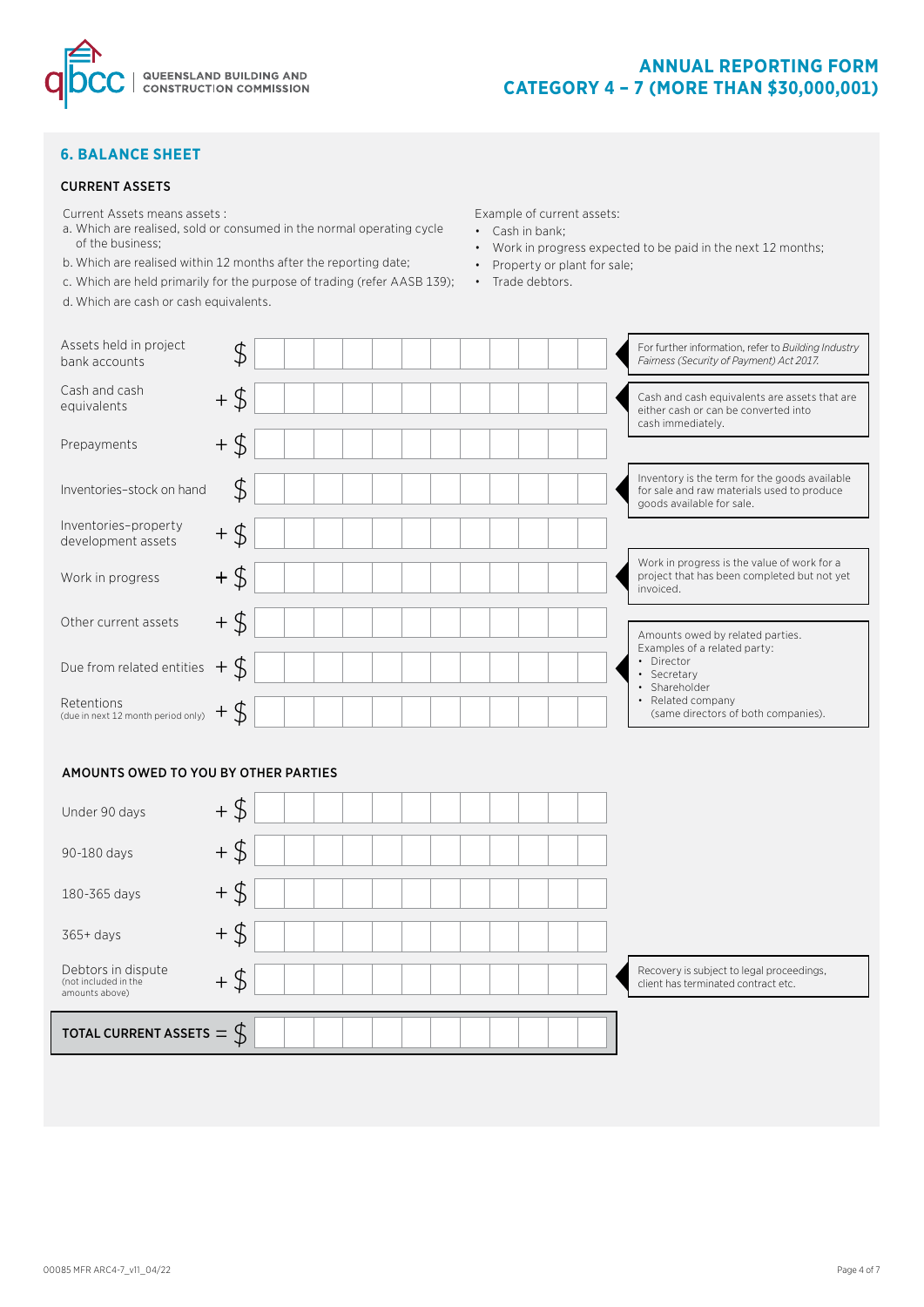## 6. BALANCE SHEET

### CURRENT ASSETS

Current Assets means assets :

a. Which are realised, sold or consumed in the normal operating cycle of the business;

b. Which are realised within 12 months after the reporting date;

c. Which are held primarily for the purpose of trading (refer AASB 139);

d. Which are cash or cash equivalents.

Example of current assets:

- Cash in bank;
- Work in progress expected to be paid in the next 12 months;
- Property or plant for sale;
- Trade debtors.

| Item | | Amount | Notes |
|---|---|---|---|
| Assets held in project bank accounts | $ | | For further information, refer to *Building Industry Fairness (Security of Payment) Act 2017.* |
| Cash and cash equivalents | + $ | | Cash and cash equivalents are assets that are either cash or can be converted into cash immediately. |
| Prepayments | + $ | | |
| Inventories–stock on hand | $ | | Inventory is the term for the goods available for sale and raw materials used to produce goods available for sale. |
| Inventories–property development assets | + $ | | |
| Work in progress | + $ | | Work in progress is the value of work for a project that has been completed but not yet invoiced. |
| Other current assets | + $ | | |
| Due from related entities | + $ | | Amounts owed by related parties. Examples of a related party: • Director • Secretary • Shareholder • Related company (same directors of both companies). |
| Retentions (due in next 12 month period only) | + $ | | |

### AMOUNTS OWED TO YOU BY OTHER PARTIES

| Item | | Amount | Notes |
|---|---|---|---|
| Under 90 days | + $ | | |
| 90-180 days | + $ | | |
| 180-365 days | + $ | | |
| 365+ days | + $ | | |
| Debtors in dispute (not included in the amounts above) | + $ | | Recovery is subject to legal proceedings, client has terminated contract etc. |
| **TOTAL CURRENT ASSETS** | = $ | | |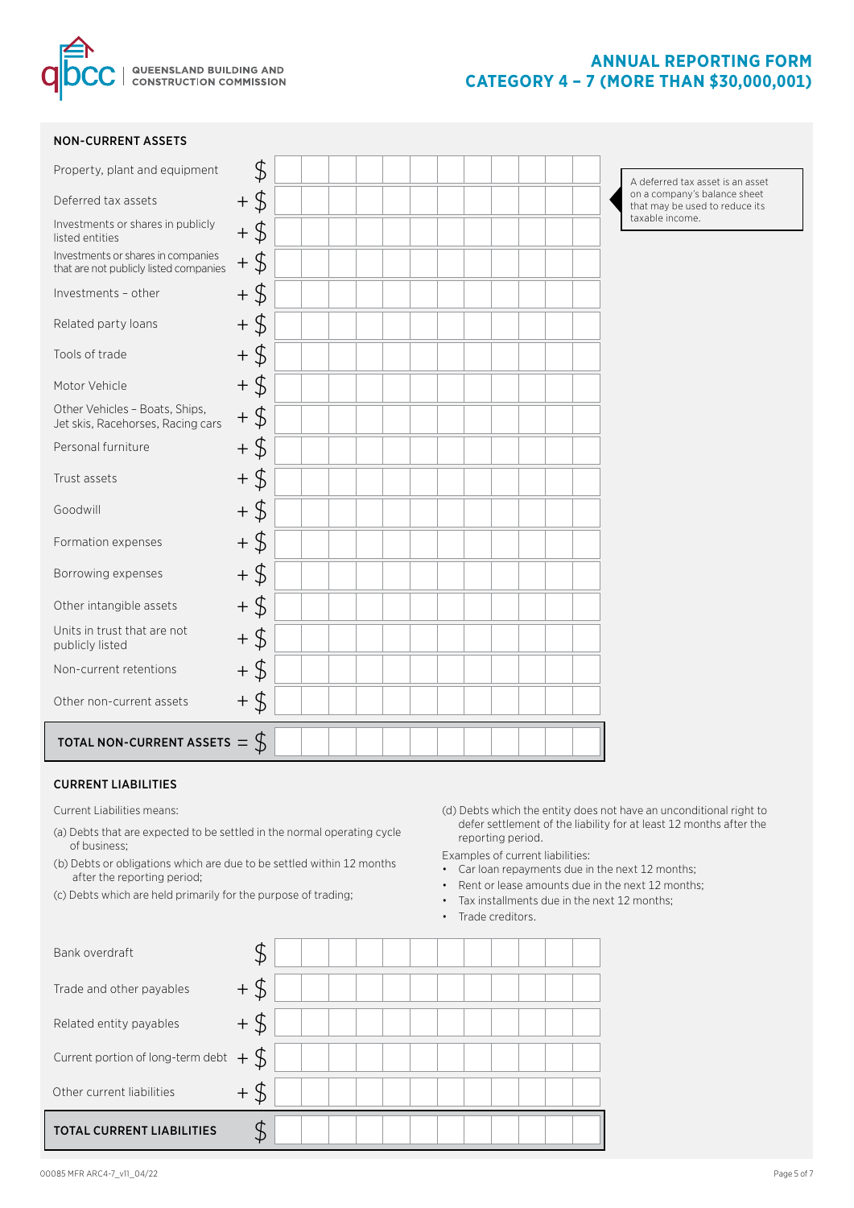## NON-CURRENT ASSETS

| Item | | Amount |
|---|---|---|
| Property, plant and equipment | $ | |
| Deferred tax assets | + $ | |
| Investments or shares in publicly listed entities | + $ | |
| Investments or shares in companies that are not publicly listed companies | + $ | |
| Investments – other | + $ | |
| Related party loans | + $ | |
| Tools of trade | + $ | |
| Motor Vehicle | + $ | |
| Other Vehicles – Boats, Ships, Jet skis, Racehorses, Racing cars | + $ | |
| Personal furniture | + $ | |
| Trust assets | + $ | |
| Goodwill | + $ | |
| Formation expenses | + $ | |
| Borrowing expenses | + $ | |
| Other intangible assets | + $ | |
| Units in trust that are not publicly listed | + $ | |
| Non-current retentions | + $ | |
| Other non-current assets | + $ | |
| **TOTAL NON-CURRENT ASSETS** | = $ | |

A deferred tax asset is an asset on a company's balance sheet that may be used to reduce its taxable income.

## CURRENT LIABILITIES

Current Liabilities means:

(a) Debts that are expected to be settled in the normal operating cycle of business;

(b) Debts or obligations which are due to be settled within 12 months after the reporting period;

(c) Debts which are held primarily for the purpose of trading;

(d) Debts which the entity does not have an unconditional right to defer settlement of the liability for at least 12 months after the reporting period.

Examples of current liabilities:

- Car loan repayments due in the next 12 months;
- Rent or lease amounts due in the next 12 months;
- Tax installments due in the next 12 months;
- Trade creditors.

| Item | | Amount |
|---|---|---|
| Bank overdraft | $ | |
| Trade and other payables | + $ | |
| Related entity payables | + $ | |
| Current portion of long-term debt | + $ | |
| Other current liabilities | + $ | |
| **TOTAL CURRENT LIABILITIES** | $ | |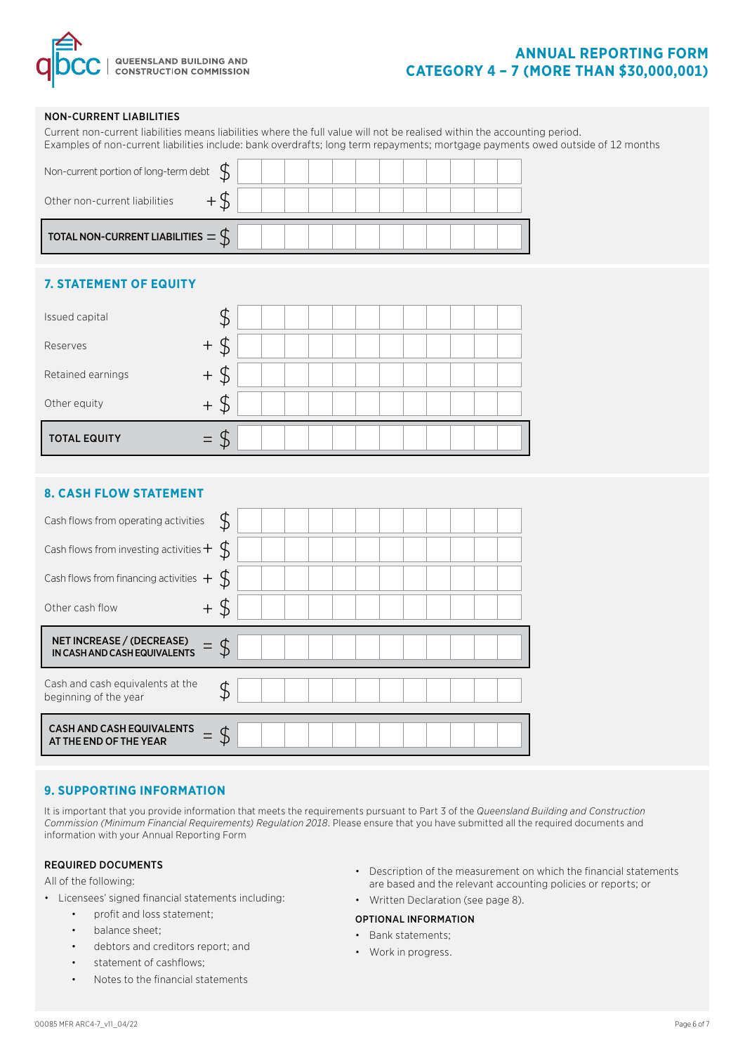#### NON-CURRENT LIABILITIES

Current non-current liabilities means liabilities where the full value will not be realised within the accounting period.
Examples of non-current liabilities include: bank overdrafts; long term repayments; mortgage payments owed outside of 12 months

| | | |
|---|---|---|
| Non-current portion of long-term debt | $ | |
| Other non-current liabilities | + $ | |
| **TOTAL NON-CURRENT LIABILITIES** | = $ | |

## 7. STATEMENT OF EQUITY

| | | |
|---|---|---|
| Issued capital | $ | |
| Reserves | + $ | |
| Retained earnings | + $ | |
| Other equity | + $ | |
| **TOTAL EQUITY** | = $ | |

## 8. CASH FLOW STATEMENT

| | | |
|---|---|---|
| Cash flows from operating activities | $ | |
| Cash flows from investing activities | + $ | |
| Cash flows from financing activities | + $ | |
| Other cash flow | + $ | |
| **NET INCREASE / (DECREASE) IN CASH AND CASH EQUIVALENTS** | = $ | |
| Cash and cash equivalents at the beginning of the year | $ | |
| **CASH AND CASH EQUIVALENTS AT THE END OF THE YEAR** | = $ | |

## 9. SUPPORTING INFORMATION

It is important that you provide information that meets the requirements pursuant to Part 3 of the *Queensland Building and Construction Commission (Minimum Financial Requirements) Regulation 2018*. Please ensure that you have submitted all the required documents and information with your Annual Reporting Form

#### REQUIRED DOCUMENTS

All of the following:

- Licensees' signed financial statements including:
    - profit and loss statement;
    - balance sheet;
    - debtors and creditors report; and
    - statement of cashflows;
    - Notes to the financial statements
- Description of the measurement on which the financial statements are based and the relevant accounting policies or reports; or
- Written Declaration (see page 8).

#### OPTIONAL INFORMATION

- Bank statements;
- Work in progress.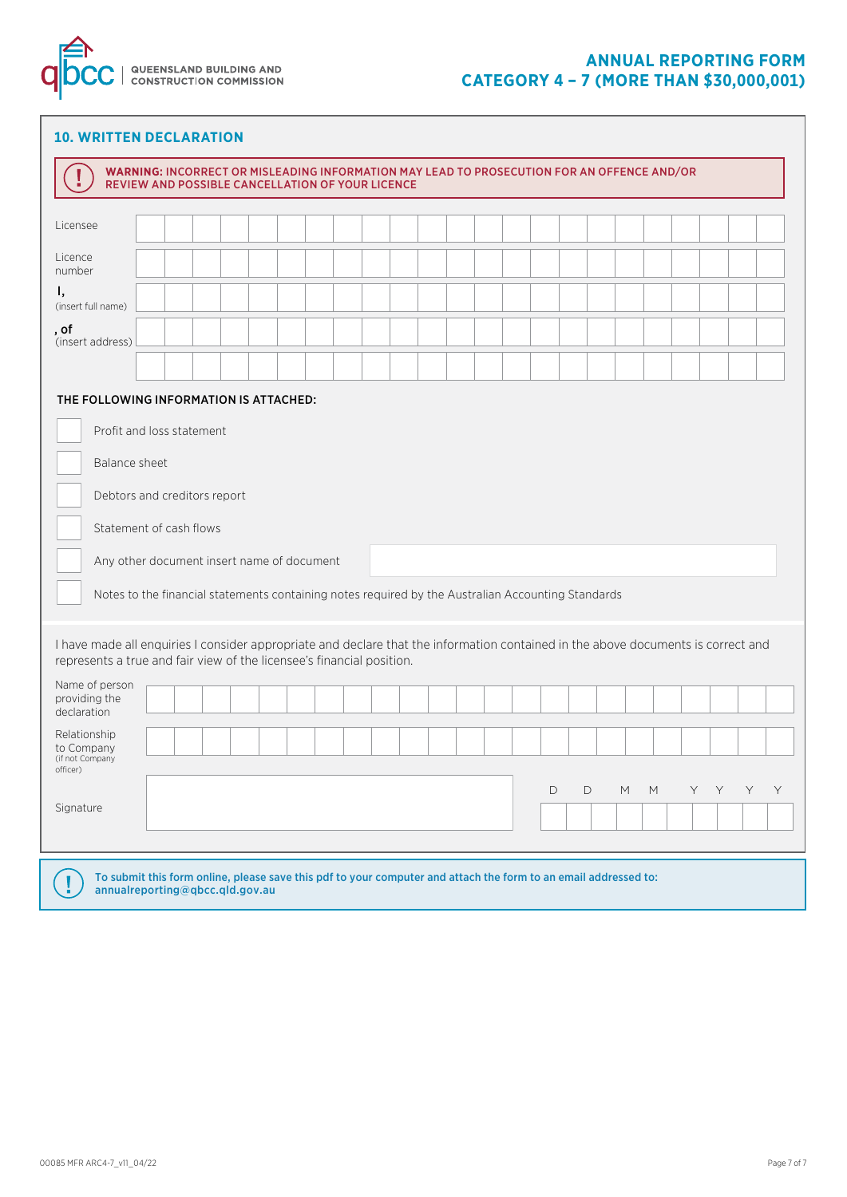# ANNUAL REPORTING FORM
## CATEGORY 4 – 7 (MORE THAN $30,000,001)

### 10. WRITTEN DECLARATION

**WARNING:** INCORRECT OR MISLEADING INFORMATION MAY LEAD TO PROSECUTION FOR AN OFFENCE AND/OR REVIEW AND POSSIBLE CANCELLATION OF YOUR LICENCE

Licensee

Licence number

**I,** (insert full name)

**, of** (insert address)

**THE FOLLOWING INFORMATION IS ATTACHED:**

- ☐ Profit and loss statement
- ☐ Balance sheet
- ☐ Debtors and creditors report
- ☐ Statement of cash flows
- ☐ Any other document insert name of document
- ☐ Notes to the financial statements containing notes required by the Australian Accounting Standards

I have made all enquiries I consider appropriate and declare that the information contained in the above documents is correct and represents a true and fair view of the licensee's financial position.

Name of person providing the declaration

Relationship to Company (if not Company officer)

Signature

D D M M Y Y Y Y

**To submit this form online, please save this pdf to your computer and attach the form to an email addressed to: annualreporting@qbcc.qld.gov.au**

00085 MFR ARC4-7_v11_04/22